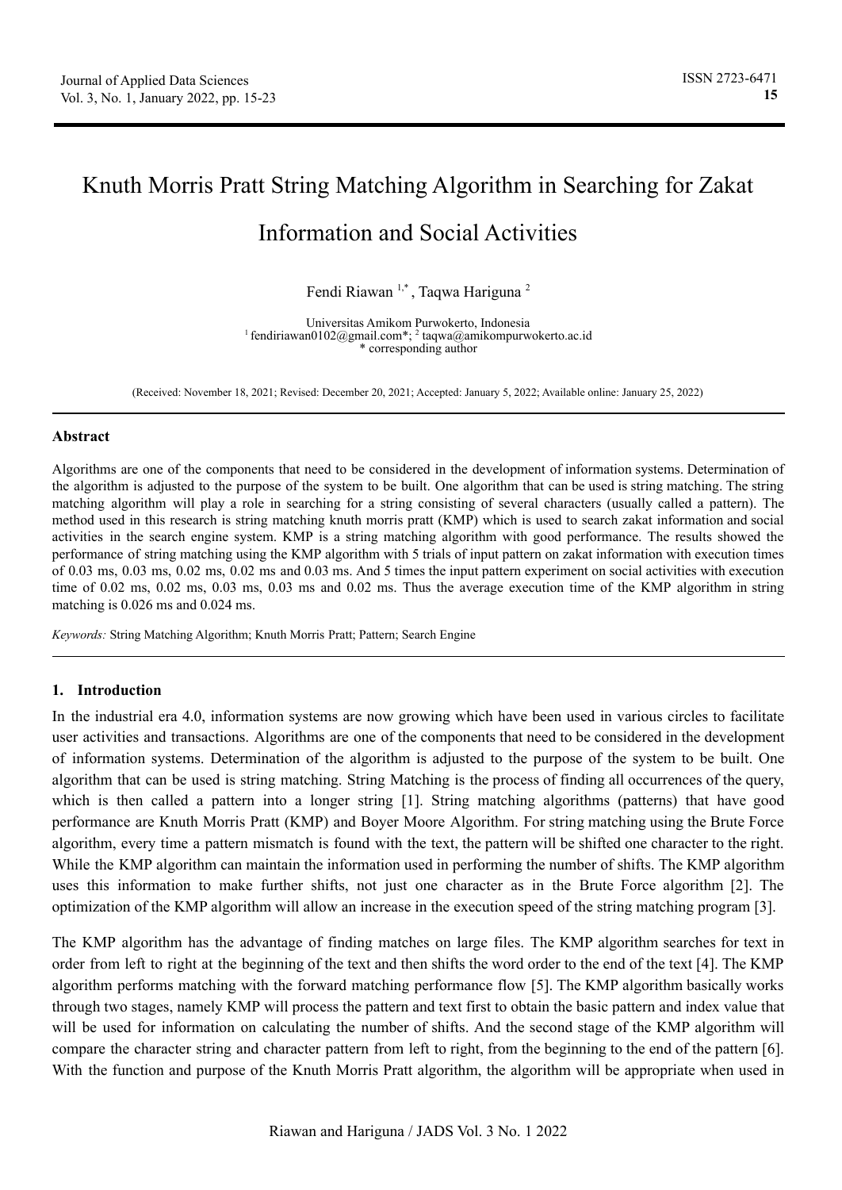# Knuth Morris Pratt String Matching Algorithm in Searching for Zakat Information and Social Activities

Fendi Riawan [1,*], Taqwa Hariguna [2]

Universitas Amikom Purwokerto, Indonesia
[1] fendiriawan0102@gmail.com*; [2] taqwa@amikompurwokerto.ac.id
* corresponding author

(Received: November 18, 2021; Revised: December 20, 2021; Accepted: January 5, 2022; Available online: January 25, 2022)

## Abstract

Algorithms are one of the components that need to be considered in the development of information systems. Determination of the algorithm is adjusted to the purpose of the system to be built. One algorithm that can be used is string matching. The string matching algorithm will play a role in searching for a string consisting of several characters (usually called a pattern). The method used in this research is string matching knuth morris pratt (KMP) which is used to search zakat information and social activities in the search engine system. KMP is a string matching algorithm with good performance. The results showed the performance of string matching using the KMP algorithm with 5 trials of input pattern on zakat information with execution times of 0.03 ms, 0.03 ms, 0.02 ms, 0.02 ms and 0.03 ms. And 5 times the input pattern experiment on social activities with execution time of 0.02 ms, 0.02 ms, 0.03 ms, 0.03 ms and 0.02 ms. Thus the average execution time of the KMP algorithm in string matching is 0.026 ms and 0.024 ms.

*Keywords:* String Matching Algorithm; Knuth Morris Pratt; Pattern; Search Engine

## 1. Introduction

In the industrial era 4.0, information systems are now growing which have been used in various circles to facilitate user activities and transactions. Algorithms are one of the components that need to be considered in the development of information systems. Determination of the algorithm is adjusted to the purpose of the system to be built. One algorithm that can be used is string matching. String Matching is the process of finding all occurrences of the query, which is then called a pattern into a longer string [1]. String matching algorithms (patterns) that have good performance are Knuth Morris Pratt (KMP) and Boyer Moore Algorithm. For string matching using the Brute Force algorithm, every time a pattern mismatch is found with the text, the pattern will be shifted one character to the right. While the KMP algorithm can maintain the information used in performing the number of shifts. The KMP algorithm uses this information to make further shifts, not just one character as in the Brute Force algorithm [2]. The optimization of the KMP algorithm will allow an increase in the execution speed of the string matching program [3].

The KMP algorithm has the advantage of finding matches on large files. The KMP algorithm searches for text in order from left to right at the beginning of the text and then shifts the word order to the end of the text [4]. The KMP algorithm performs matching with the forward matching performance flow [5]. The KMP algorithm basically works through two stages, namely KMP will process the pattern and text first to obtain the basic pattern and index value that will be used for information on calculating the number of shifts. And the second stage of the KMP algorithm will compare the character string and character pattern from left to right, from the beginning to the end of the pattern [6]. With the function and purpose of the Knuth Morris Pratt algorithm, the algorithm will be appropriate when used in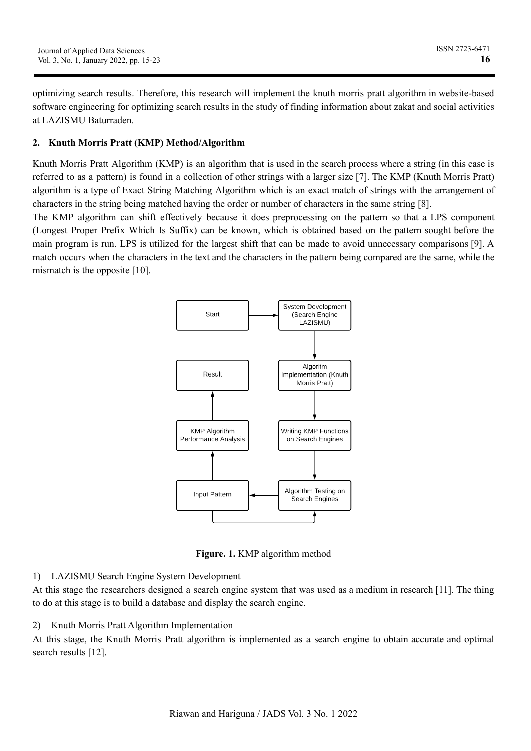optimizing search results. Therefore, this research will implement the knuth morris pratt algorithm in website-based software engineering for optimizing search results in the study of finding information about zakat and social activities at LAZISMU Baturraden.

## 2. Knuth Morris Pratt (KMP) Method/Algorithm

Knuth Morris Pratt Algorithm (KMP) is an algorithm that is used in the search process where a string (in this case is referred to as a pattern) is found in a collection of other strings with a larger size [7]. The KMP (Knuth Morris Pratt) algorithm is a type of Exact String Matching Algorithm which is an exact match of strings with the arrangement of characters in the string being matched having the order or number of characters in the same string [8].

The KMP algorithm can shift effectively because it does preprocessing on the pattern so that a LPS component (Longest Proper Prefix Which Is Suffix) can be known, which is obtained based on the pattern sought before the main program is run. LPS is utilized for the largest shift that can be made to avoid unnecessary comparisons [9]. A match occurs when the characters in the text and the characters in the pattern being compared are the same, while the mismatch is the opposite [10].

Start

System Development (Search Engine LAZISMU)

Algoritm Implementation (Knuth Morris Pratt)

Writing KMP Functions on Search Engines

Algorithm Testing on Search Engines

Input Pattern

KMP Algorithm Performance Analysis

Result

**Figure. 1.** KMP algorithm method

1) LAZISMU Search Engine System Development

At this stage the researchers designed a search engine system that was used as a medium in research [11]. The thing to do at this stage is to build a database and display the search engine.

2) Knuth Morris Pratt Algorithm Implementation

At this stage, the Knuth Morris Pratt algorithm is implemented as a search engine to obtain accurate and optimal search results [12].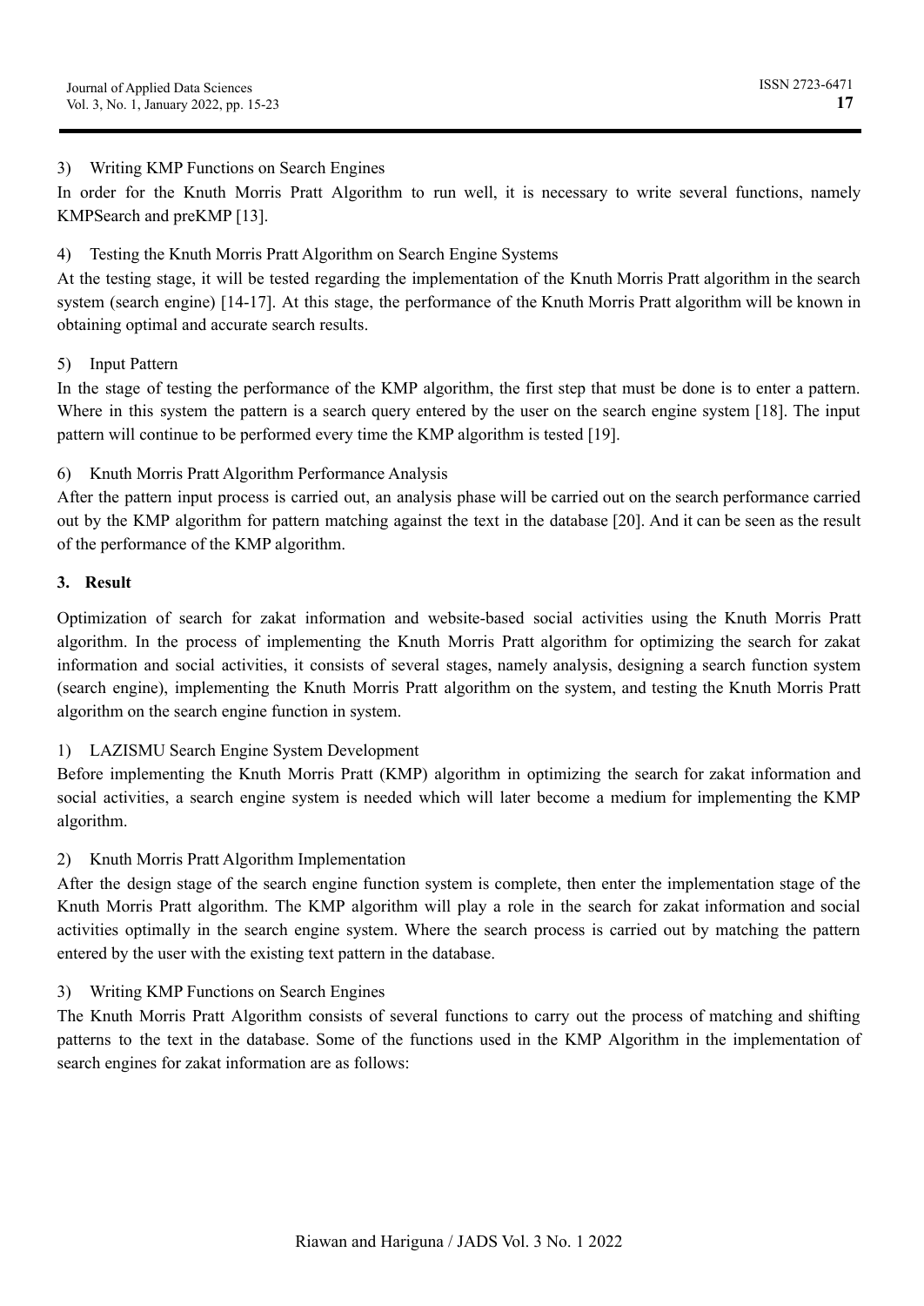3) Writing KMP Functions on Search Engines

In order for the Knuth Morris Pratt Algorithm to run well, it is necessary to write several functions, namely KMPSearch and preKMP [13].

4) Testing the Knuth Morris Pratt Algorithm on Search Engine Systems

At the testing stage, it will be tested regarding the implementation of the Knuth Morris Pratt algorithm in the search system (search engine) [14-17]. At this stage, the performance of the Knuth Morris Pratt algorithm will be known in obtaining optimal and accurate search results.

5) Input Pattern

In the stage of testing the performance of the KMP algorithm, the first step that must be done is to enter a pattern. Where in this system the pattern is a search query entered by the user on the search engine system [18]. The input pattern will continue to be performed every time the KMP algorithm is tested [19].

6) Knuth Morris Pratt Algorithm Performance Analysis

After the pattern input process is carried out, an analysis phase will be carried out on the search performance carried out by the KMP algorithm for pattern matching against the text in the database [20]. And it can be seen as the result of the performance of the KMP algorithm.

## 3. Result

Optimization of search for zakat information and website-based social activities using the Knuth Morris Pratt algorithm. In the process of implementing the Knuth Morris Pratt algorithm for optimizing the search for zakat information and social activities, it consists of several stages, namely analysis, designing a search function system (search engine), implementing the Knuth Morris Pratt algorithm on the system, and testing the Knuth Morris Pratt algorithm on the search engine function in system.

1) LAZISMU Search Engine System Development

Before implementing the Knuth Morris Pratt (KMP) algorithm in optimizing the search for zakat information and social activities, a search engine system is needed which will later become a medium for implementing the KMP algorithm.

2) Knuth Morris Pratt Algorithm Implementation

After the design stage of the search engine function system is complete, then enter the implementation stage of the Knuth Morris Pratt algorithm. The KMP algorithm will play a role in the search for zakat information and social activities optimally in the search engine system. Where the search process is carried out by matching the pattern entered by the user with the existing text pattern in the database.

3) Writing KMP Functions on Search Engines

The Knuth Morris Pratt Algorithm consists of several functions to carry out the process of matching and shifting patterns to the text in the database. Some of the functions used in the KMP Algorithm in the implementation of search engines for zakat information are as follows: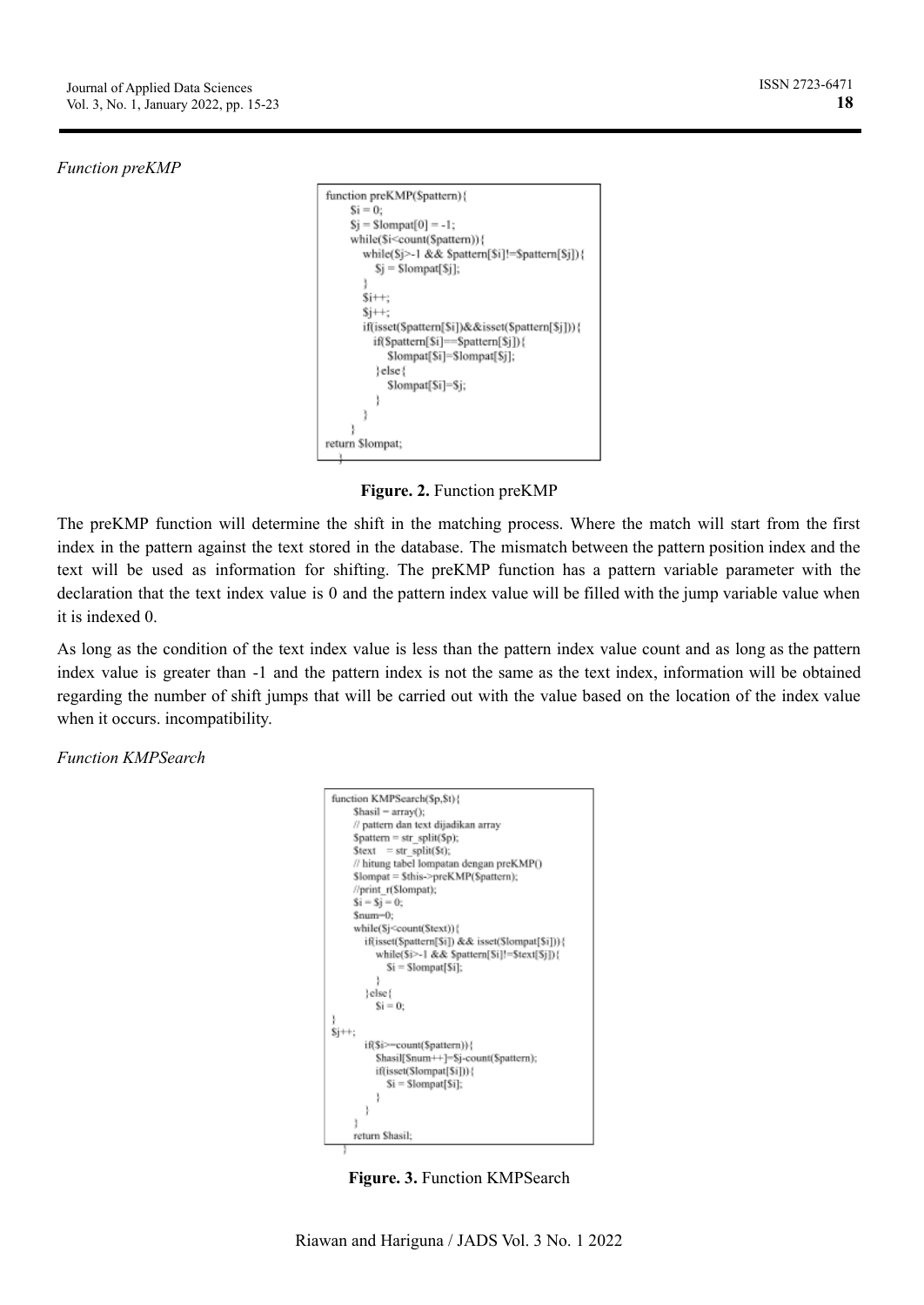*Function preKMP*

```
function preKMP($pattern){
      $i = 0;
      $j = $lompat[0] = -1;
      while($i<count($pattern)){
         while($j>-1 && $pattern[$i]!=$pattern[$j]){
            $j = $lompat[$j];
         }
         $i++;
         $j++;
         if(isset($pattern[$i])&&isset($pattern[$j])){
            if($pattern[$i]==$pattern[$j]){
               $lompat[$i]=$lompat[$j];
            }else{
               $lompat[$i]=$j;
            }
         }
      }
return $lompat;
   }
```

**Figure. 2.** Function preKMP

The preKMP function will determine the shift in the matching process. Where the match will start from the first index in the pattern against the text stored in the database. The mismatch between the pattern position index and the text will be used as information for shifting. The preKMP function has a pattern variable parameter with the declaration that the text index value is 0 and the pattern index value will be filled with the jump variable value when it is indexed 0.

As long as the condition of the text index value is less than the pattern index value count and as long as the pattern index value is greater than -1 and the pattern index is not the same as the text index, information will be obtained regarding the number of shift jumps that will be carried out with the value based on the location of the index value when it occurs. incompatibility.

*Function KMPSearch*

```
function KMPSearch($p,$t){
      $hasil = array();
      // pattern dan text dijadikan array
      $pattern = str_split($p);
      $text    = str_split($t);
      // hitung tabel lompatan dengan preKMP()
      $lompat = $this->preKMP($pattern);
      //print_r($lompat);
      $i = $j = 0;
      $num=0;
      while($j<count($text)){
         if(isset($pattern[$i]) && isset($lompat[$i])){
            while($i>-1 && $pattern[$i]!=$text[$j]){
               $i = $lompat[$i];
            }
         }else{
            $i = 0;
         }
}
$j++;
         if($i>=count($pattern)){
            $hasil[$num++]=$j-count($pattern);
            if(isset($lompat[$i])){
               $i = $lompat[$i];
            }
         }
      }
      return $hasil;
   }
```

**Figure. 3.** Function KMPSearch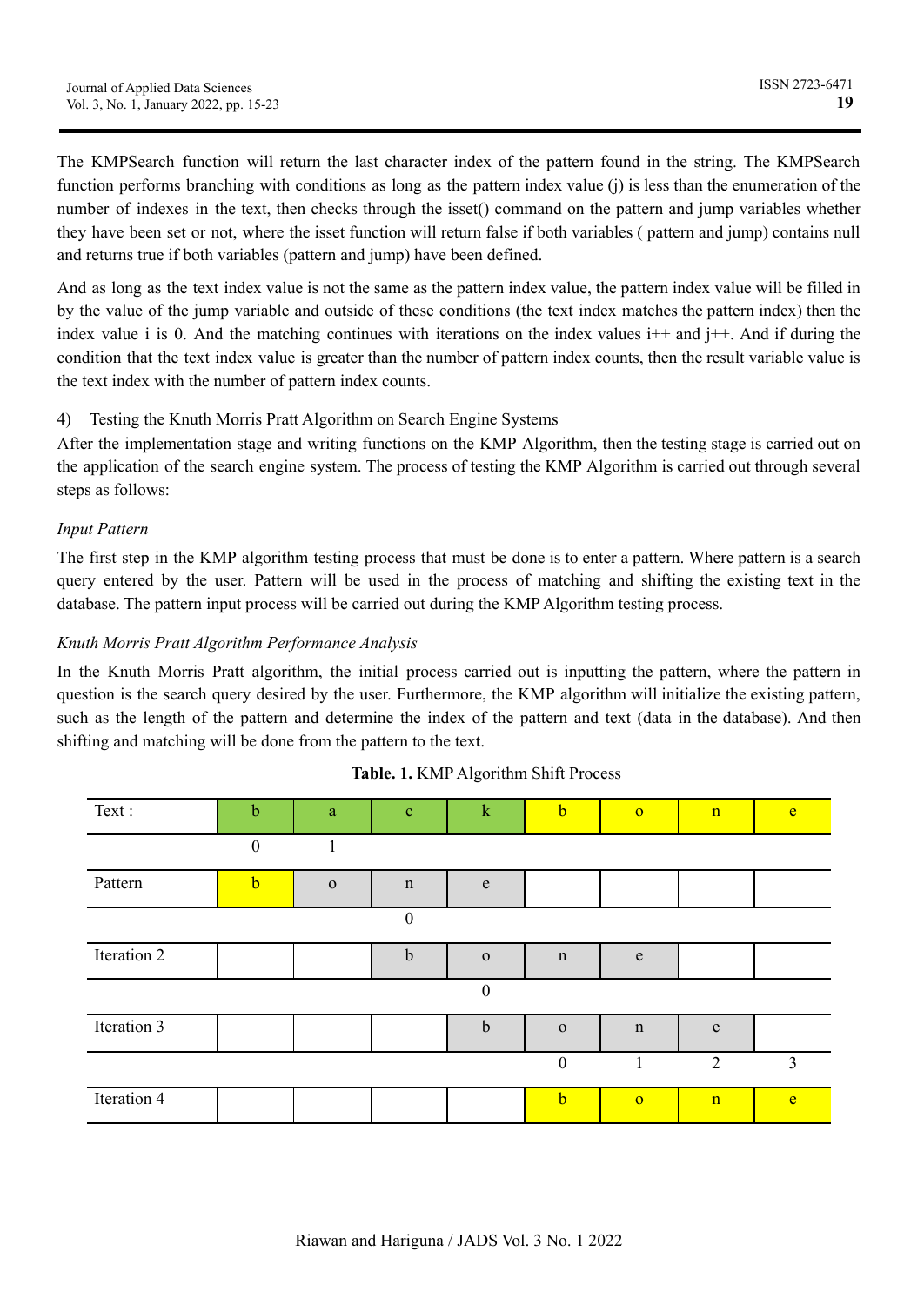The KMPSearch function will return the last character index of the pattern found in the string. The KMPSearch function performs branching with conditions as long as the pattern index value (j) is less than the enumeration of the number of indexes in the text, then checks through the isset() command on the pattern and jump variables whether they have been set or not, where the isset function will return false if both variables ( pattern and jump) contains null and returns true if both variables (pattern and jump) have been defined.

And as long as the text index value is not the same as the pattern index value, the pattern index value will be filled in by the value of the jump variable and outside of these conditions (the text index matches the pattern index) then the index value i is 0. And the matching continues with iterations on the index values i++ and j++. And if during the condition that the text index value is greater than the number of pattern index counts, then the result variable value is the text index with the number of pattern index counts.

4) Testing the Knuth Morris Pratt Algorithm on Search Engine Systems

After the implementation stage and writing functions on the KMP Algorithm, then the testing stage is carried out on the application of the search engine system. The process of testing the KMP Algorithm is carried out through several steps as follows:

*Input Pattern*

The first step in the KMP algorithm testing process that must be done is to enter a pattern. Where pattern is a search query entered by the user. Pattern will be used in the process of matching and shifting the existing text in the database. The pattern input process will be carried out during the KMP Algorithm testing process.

*Knuth Morris Pratt Algorithm Performance Analysis*

In the Knuth Morris Pratt algorithm, the initial process carried out is inputting the pattern, where the pattern in question is the search query desired by the user. Furthermore, the KMP algorithm will initialize the existing pattern, such as the length of the pattern and determine the index of the pattern and text (data in the database). And then shifting and matching will be done from the pattern to the text.

**Table. 1.** KMP Algorithm Shift Process

| Text : | b | a | c | k | b | o | n | e |
|---|---|---|---|---|---|---|---|---|
| | 0 | 1 | | | | | | |
| Pattern | b | o | n | e | | | | |
| | | | 0 | | | | | |
| Iteration 2 | | | b | o | n | e | | |
| | | | | 0 | | | | |
| Iteration 3 | | | | b | o | n | e | |
| | | | | | 0 | 1 | 2 | 3 |
| Iteration 4 | | | | | b | o | n | e |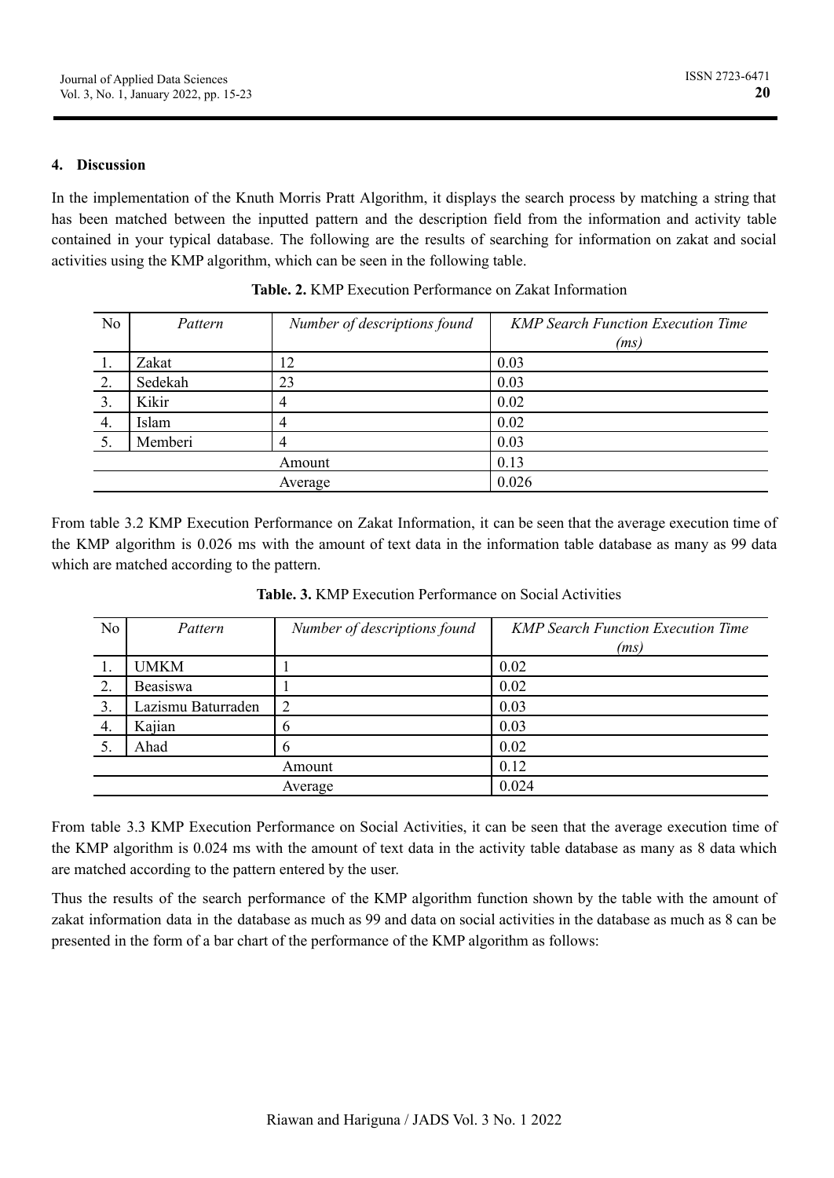## 4. Discussion

In the implementation of the Knuth Morris Pratt Algorithm, it displays the search process by matching a string that has been matched between the inputted pattern and the description field from the information and activity table contained in your typical database. The following are the results of searching for information on zakat and social activities using the KMP algorithm, which can be seen in the following table.

**Table. 2.** KMP Execution Performance on Zakat Information

| No | *Pattern* | *Number of descriptions found* | *KMP Search Function Execution Time (ms)* |
|---|---|---|---|
| 1. | Zakat | 12 | 0.03 |
| 2. | Sedekah | 23 | 0.03 |
| 3. | Kikir | 4 | 0.02 |
| 4. | Islam | 4 | 0.02 |
| 5. | Memberi | 4 | 0.03 |
| | | Amount | 0.13 |
| | | Average | 0.026 |

From table 3.2 KMP Execution Performance on Zakat Information, it can be seen that the average execution time of the KMP algorithm is 0.026 ms with the amount of text data in the information table database as many as 99 data which are matched according to the pattern.

**Table. 3.** KMP Execution Performance on Social Activities

| No | *Pattern* | *Number of descriptions found* | *KMP Search Function Execution Time (ms)* |
|---|---|---|---|
| 1. | UMKM | 1 | 0.02 |
| 2. | Beasiswa | 1 | 0.02 |
| 3. | Lazismu Baturraden | 2 | 0.03 |
| 4. | Kajian | 6 | 0.03 |
| 5. | Ahad | 6 | 0.02 |
| | | Amount | 0.12 |
| | | Average | 0.024 |

From table 3.3 KMP Execution Performance on Social Activities, it can be seen that the average execution time of the KMP algorithm is 0.024 ms with the amount of text data in the activity table database as many as 8 data which are matched according to the pattern entered by the user.

Thus the results of the search performance of the KMP algorithm function shown by the table with the amount of zakat information data in the database as much as 99 and data on social activities in the database as much as 8 can be presented in the form of a bar chart of the performance of the KMP algorithm as follows: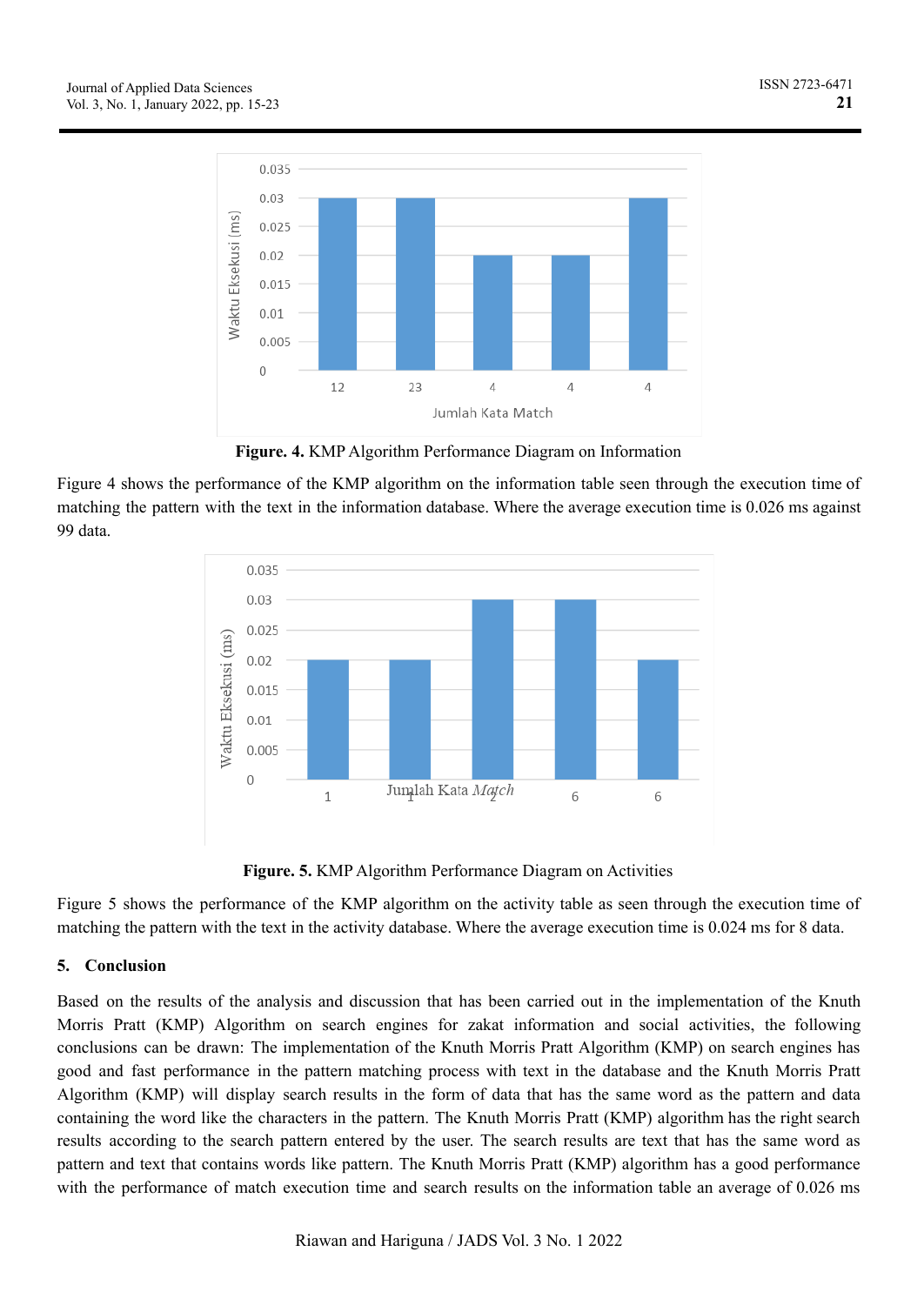0.035
0.03
0.025
0.02
0.015
0.01
0.005
0

Waktu Eksekusi (ms)

12
23
4
4
4

Jumlah Kata Match

**Figure. 4.** KMP Algorithm Performance Diagram on Information

Figure 4 shows the performance of the KMP algorithm on the information table seen through the execution time of matching the pattern with the text in the information database. Where the average execution time is 0.026 ms against 99 data.

0.035
0.03
0.025
0.02
0.015
0.01
0.005
0

Waktu Eksekusi (ms)

1
1
2
6
6

Jumlah Kata *Match*

**Figure. 5.** KMP Algorithm Performance Diagram on Activities

Figure 5 shows the performance of the KMP algorithm on the activity table as seen through the execution time of matching the pattern with the text in the activity database. Where the average execution time is 0.024 ms for 8 data.

## 5. Conclusion

Based on the results of the analysis and discussion that has been carried out in the implementation of the Knuth Morris Pratt (KMP) Algorithm on search engines for zakat information and social activities, the following conclusions can be drawn: The implementation of the Knuth Morris Pratt Algorithm (KMP) on search engines has good and fast performance in the pattern matching process with text in the database and the Knuth Morris Pratt Algorithm (KMP) will display search results in the form of data that has the same word as the pattern and data containing the word like the characters in the pattern. The Knuth Morris Pratt (KMP) algorithm has the right search results according to the search pattern entered by the user. The search results are text that has the same word as pattern and text that contains words like pattern. The Knuth Morris Pratt (KMP) algorithm has a good performance with the performance of match execution time and search results on the information table an average of 0.026 ms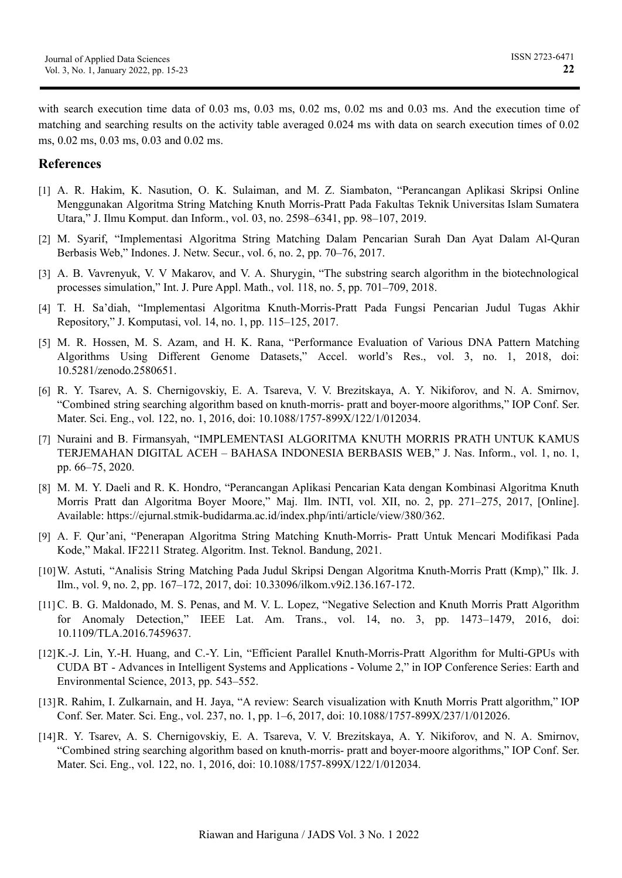with search execution time data of 0.03 ms, 0.03 ms, 0.02 ms, 0.02 ms and 0.03 ms. And the execution time of matching and searching results on the activity table averaged 0.024 ms with data on search execution times of 0.02 ms, 0.02 ms, 0.03 ms, 0.03 and 0.02 ms.

## References

[1] A. R. Hakim, K. Nasution, O. K. Sulaiman, and M. Z. Siambaton, "Perancangan Aplikasi Skripsi Online Menggunakan Algoritma String Matching Knuth Morris-Pratt Pada Fakultas Teknik Universitas Islam Sumatera Utara," J. Ilmu Komput. dan Inform., vol. 03, no. 2598–6341, pp. 98–107, 2019.

[2] M. Syarif, "Implementasi Algoritma String Matching Dalam Pencarian Surah Dan Ayat Dalam Al-Quran Berbasis Web," Indones. J. Netw. Secur., vol. 6, no. 2, pp. 70–76, 2017.

[3] A. B. Vavrenyuk, V. V Makarov, and V. A. Shurygin, "The substring search algorithm in the biotechnological processes simulation," Int. J. Pure Appl. Math., vol. 118, no. 5, pp. 701–709, 2018.

[4] T. H. Sa'diah, "Implementasi Algoritma Knuth-Morris-Pratt Pada Fungsi Pencarian Judul Tugas Akhir Repository," J. Komputasi, vol. 14, no. 1, pp. 115–125, 2017.

[5] M. R. Hossen, M. S. Azam, and H. K. Rana, "Performance Evaluation of Various DNA Pattern Matching Algorithms Using Different Genome Datasets," Accel. world's Res., vol. 3, no. 1, 2018, doi: 10.5281/zenodo.2580651.

[6] R. Y. Tsarev, A. S. Chernigovskiy, E. A. Tsareva, V. V. Brezitskaya, A. Y. Nikiforov, and N. A. Smirnov, "Combined string searching algorithm based on knuth-morris- pratt and boyer-moore algorithms," IOP Conf. Ser. Mater. Sci. Eng., vol. 122, no. 1, 2016, doi: 10.1088/1757-899X/122/1/012034.

[7] Nuraini and B. Firmansyah, "IMPLEMENTASI ALGORITMA KNUTH MORRIS PRATH UNTUK KAMUS TERJEMAHAN DIGITAL ACEH – BAHASA INDONESIA BERBASIS WEB," J. Nas. Inform., vol. 1, no. 1, pp. 66–75, 2020.

[8] M. M. Y. Daeli and R. K. Hondro, "Perancangan Aplikasi Pencarian Kata dengan Kombinasi Algoritma Knuth Morris Pratt dan Algoritma Boyer Moore," Maj. Ilm. INTI, vol. XII, no. 2, pp. 271–275, 2017, [Online]. Available: https://ejurnal.stmik-budidarma.ac.id/index.php/inti/article/view/380/362.

[9] A. F. Qur'ani, "Penerapan Algoritma String Matching Knuth-Morris- Pratt Untuk Mencari Modifikasi Pada Kode," Makal. IF2211 Strateg. Algoritm. Inst. Teknol. Bandung, 2021.

[10] W. Astuti, "Analisis String Matching Pada Judul Skripsi Dengan Algoritma Knuth-Morris Pratt (Kmp)," Ilk. J. Ilm., vol. 9, no. 2, pp. 167–172, 2017, doi: 10.33096/ilkom.v9i2.136.167-172.

[11] C. B. G. Maldonado, M. S. Penas, and M. V. L. Lopez, "Negative Selection and Knuth Morris Pratt Algorithm for Anomaly Detection," IEEE Lat. Am. Trans., vol. 14, no. 3, pp. 1473–1479, 2016, doi: 10.1109/TLA.2016.7459637.

[12] K.-J. Lin, Y.-H. Huang, and C.-Y. Lin, "Efficient Parallel Knuth-Morris-Pratt Algorithm for Multi-GPUs with CUDA BT - Advances in Intelligent Systems and Applications - Volume 2," in IOP Conference Series: Earth and Environmental Science, 2013, pp. 543–552.

[13] R. Rahim, I. Zulkarnain, and H. Jaya, "A review: Search visualization with Knuth Morris Pratt algorithm," IOP Conf. Ser. Mater. Sci. Eng., vol. 237, no. 1, pp. 1–6, 2017, doi: 10.1088/1757-899X/237/1/012026.

[14] R. Y. Tsarev, A. S. Chernigovskiy, E. A. Tsareva, V. V. Brezitskaya, A. Y. Nikiforov, and N. A. Smirnov, "Combined string searching algorithm based on knuth-morris- pratt and boyer-moore algorithms," IOP Conf. Ser. Mater. Sci. Eng., vol. 122, no. 1, 2016, doi: 10.1088/1757-899X/122/1/012034.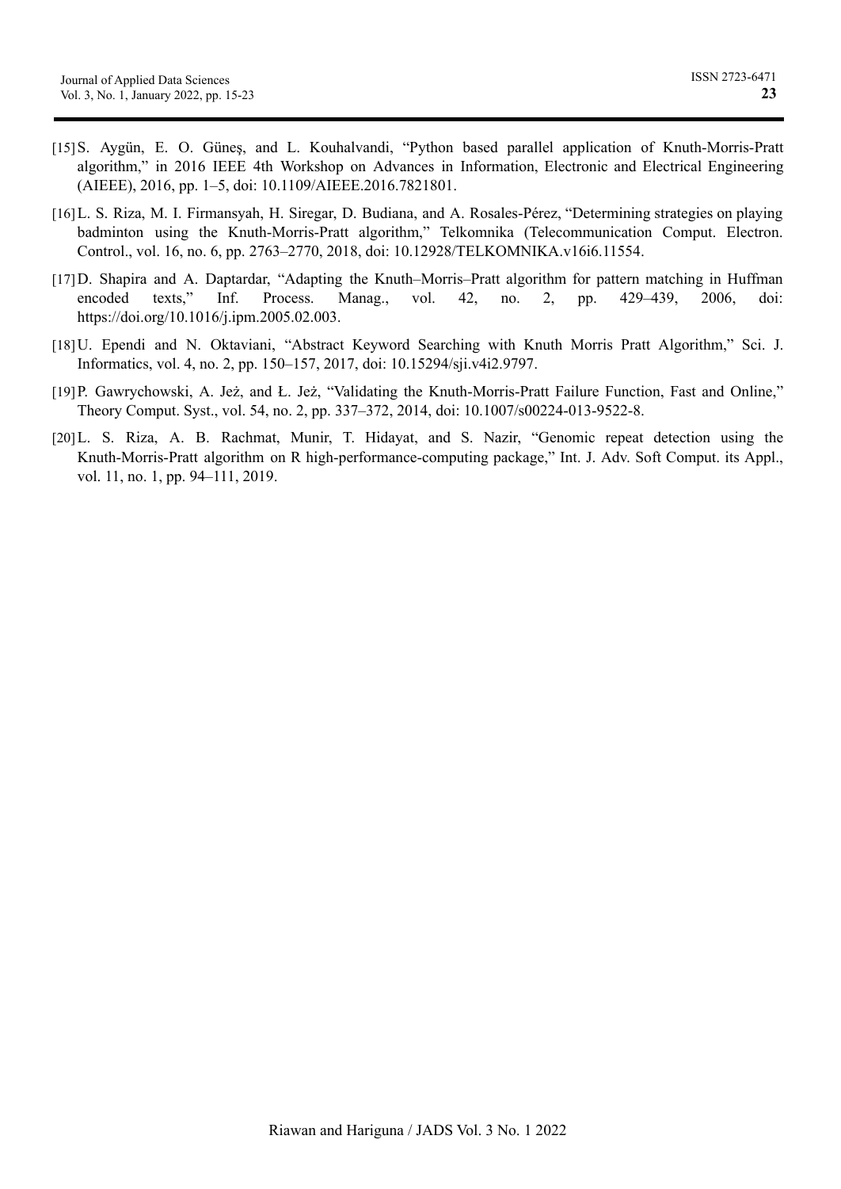[15] S. Aygün, E. O. Güneş, and L. Kouhalvandi, "Python based parallel application of Knuth-Morris-Pratt algorithm," in 2016 IEEE 4th Workshop on Advances in Information, Electronic and Electrical Engineering (AIEEE), 2016, pp. 1–5, doi: 10.1109/AIEEE.2016.7821801.

[16] L. S. Riza, M. I. Firmansyah, H. Siregar, D. Budiana, and A. Rosales-Pérez, "Determining strategies on playing badminton using the Knuth-Morris-Pratt algorithm," Telkomnika (Telecommunication Comput. Electron. Control., vol. 16, no. 6, pp. 2763–2770, 2018, doi: 10.12928/TELKOMNIKA.v16i6.11554.

[17] D. Shapira and A. Daptardar, "Adapting the Knuth–Morris–Pratt algorithm for pattern matching in Huffman encoded texts," Inf. Process. Manag., vol. 42, no. 2, pp. 429–439, 2006, doi: https://doi.org/10.1016/j.ipm.2005.02.003.

[18] U. Ependi and N. Oktaviani, "Abstract Keyword Searching with Knuth Morris Pratt Algorithm," Sci. J. Informatics, vol. 4, no. 2, pp. 150–157, 2017, doi: 10.15294/sji.v4i2.9797.

[19] P. Gawrychowski, A. Jeż, and Ł. Jeż, "Validating the Knuth-Morris-Pratt Failure Function, Fast and Online," Theory Comput. Syst., vol. 54, no. 2, pp. 337–372, 2014, doi: 10.1007/s00224-013-9522-8.

[20] L. S. Riza, A. B. Rachmat, Munir, T. Hidayat, and S. Nazir, "Genomic repeat detection using the Knuth-Morris-Pratt algorithm on R high-performance-computing package," Int. J. Adv. Soft Comput. its Appl., vol. 11, no. 1, pp. 94–111, 2019.